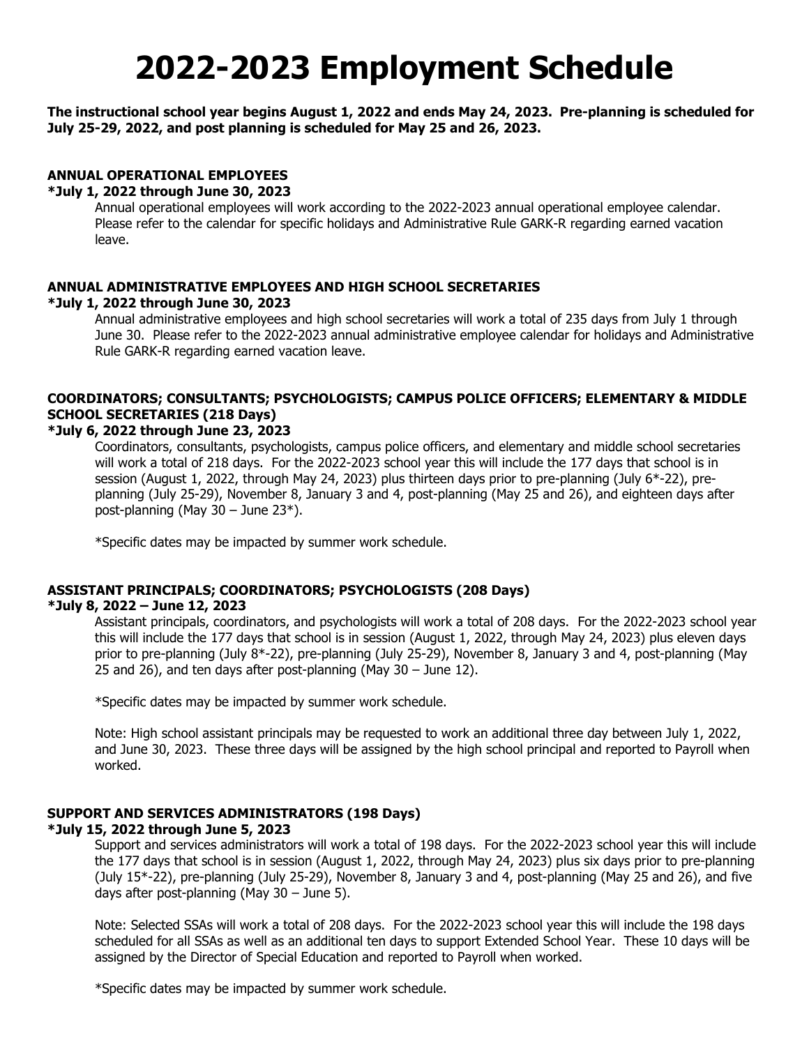# 2022-2023 Employment Schedule

**The instructional school year begins August 1, 2022 and ends May 24, 2023. Pre-planning is scheduled for July 25-29, 2022, and post planning is scheduled for May 25 and 26, 2023.**

### ANNUAL OPERATIONAL EMPLOYEES

**\*July 1, 2022 through June 30, 2023**

Annual operational employees will work according to the 2022-2023 annual operational employee calendar. Please refer to the calendar for specific holidays and Administrative Rule GARK-R regarding earned vacation leave.

### ANNUAL ADMINISTRATIVE EMPLOYEES AND HIGH SCHOOL SECRETARIES

**\*July 1, 2022 through June 30, 2023**

Annual administrative employees and high school secretaries will work a total of 235 days from July 1 through June 30. Please refer to the 2022-2023 annual administrative employee calendar for holidays and Administrative Rule GARK-R regarding earned vacation leave.

### COORDINATORS; CONSULTANTS; PSYCHOLOGISTS; CAMPUS POLICE OFFICERS; ELEMENTARY & MIDDLE SCHOOL SECRETARIES (218 Days)

**\*July 6, 2022 through June 23, 2023**

Coordinators, consultants, psychologists, campus police officers, and elementary and middle school secretaries will work a total of 218 days. For the 2022-2023 school year this will include the 177 days that school is in session (August 1, 2022, through May 24, 2023) plus thirteen days prior to pre-planning (July 6\*-22), pre-planning (July 25-29), November 8, January 3 and 4, post-planning (May 25 and 26), and eighteen days after post-planning (May 30 – June 23\*).

\*Specific dates may be impacted by summer work schedule.

### ASSISTANT PRINCIPALS; COORDINATORS; PSYCHOLOGISTS (208 Days)

**\*July 8, 2022 – June 12, 2023**

Assistant principals, coordinators, and psychologists will work a total of 208 days. For the 2022-2023 school year this will include the 177 days that school is in session (August 1, 2022, through May 24, 2023) plus eleven days prior to pre-planning (July 8\*-22), pre-planning (July 25-29), November 8, January 3 and 4, post-planning (May 25 and 26), and ten days after post-planning (May 30 – June 12).

\*Specific dates may be impacted by summer work schedule.

Note: High school assistant principals may be requested to work an additional three day between July 1, 2022, and June 30, 2023. These three days will be assigned by the high school principal and reported to Payroll when worked.

### SUPPORT AND SERVICES ADMINISTRATORS (198 Days)

**\*July 15, 2022 through June 5, 2023**

Support and services administrators will work a total of 198 days. For the 2022-2023 school year this will include the 177 days that school is in session (August 1, 2022, through May 24, 2023) plus six days prior to pre-planning (July 15\*-22), pre-planning (July 25-29), November 8, January 3 and 4, post-planning (May 25 and 26), and five days after post-planning (May 30 – June 5).

Note: Selected SSAs will work a total of 208 days. For the 2022-2023 school year this will include the 198 days scheduled for all SSAs as well as an additional ten days to support Extended School Year. These 10 days will be assigned by the Director of Special Education and reported to Payroll when worked.

\*Specific dates may be impacted by summer work schedule.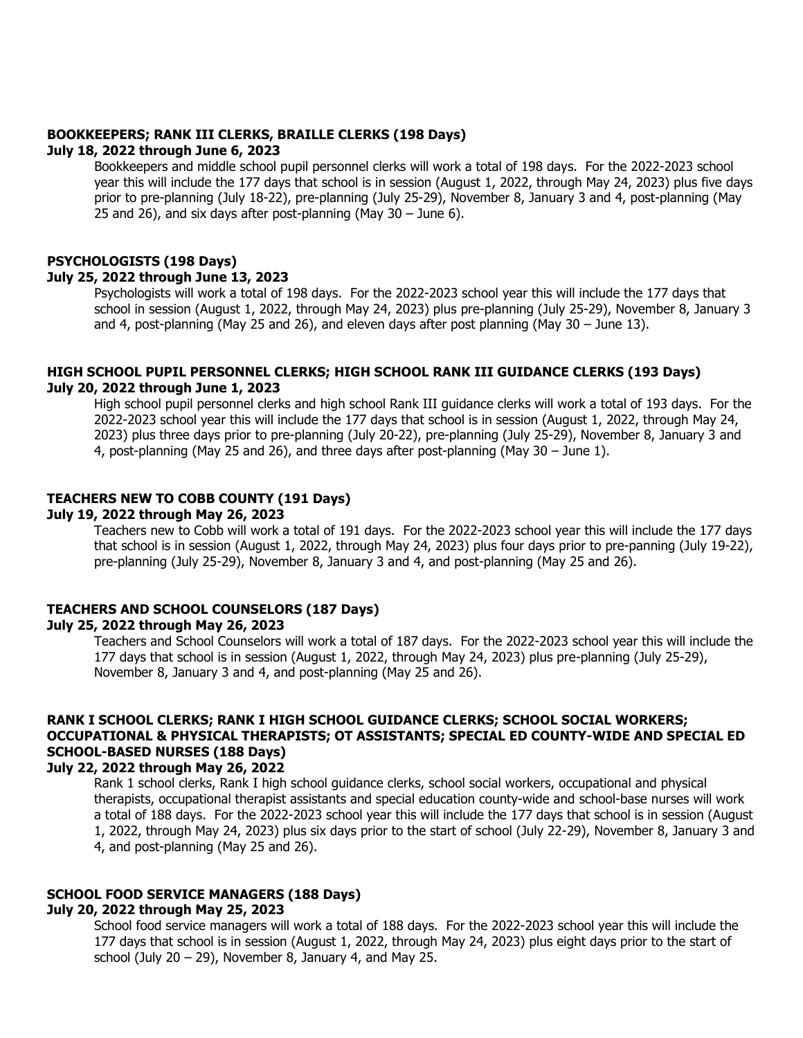**BOOKKEEPERS; RANK III CLERKS, BRAILLE CLERKS (198 Days)**
**July 18, 2022 through June 6, 2023**

Bookkeepers and middle school pupil personnel clerks will work a total of 198 days. For the 2022-2023 school year this will include the 177 days that school is in session (August 1, 2022, through May 24, 2023) plus five days prior to pre-planning (July 18-22), pre-planning (July 25-29), November 8, January 3 and 4, post-planning (May 25 and 26), and six days after post-planning (May 30 – June 6).

**PSYCHOLOGISTS (198 Days)**
**July 25, 2022 through June 13, 2023**

Psychologists will work a total of 198 days. For the 2022-2023 school year this will include the 177 days that school in session (August 1, 2022, through May 24, 2023) plus pre-planning (July 25-29), November 8, January 3 and 4, post-planning (May 25 and 26), and eleven days after post planning (May 30 – June 13).

**HIGH SCHOOL PUPIL PERSONNEL CLERKS; HIGH SCHOOL RANK III GUIDANCE CLERKS (193 Days)**
**July 20, 2022 through June 1, 2023**

High school pupil personnel clerks and high school Rank III guidance clerks will work a total of 193 days. For the 2022-2023 school year this will include the 177 days that school is in session (August 1, 2022, through May 24, 2023) plus three days prior to pre-planning (July 20-22), pre-planning (July 25-29), November 8, January 3 and 4, post-planning (May 25 and 26), and three days after post-planning (May 30 – June 1).

**TEACHERS NEW TO COBB COUNTY (191 Days)**
**July 19, 2022 through May 26, 2023**

Teachers new to Cobb will work a total of 191 days. For the 2022-2023 school year this will include the 177 days that school is in session (August 1, 2022, through May 24, 2023) plus four days prior to pre-panning (July 19-22), pre-planning (July 25-29), November 8, January 3 and 4, and post-planning (May 25 and 26).

**TEACHERS AND SCHOOL COUNSELORS (187 Days)**
**July 25, 2022 through May 26, 2023**

Teachers and School Counselors will work a total of 187 days. For the 2022-2023 school year this will include the 177 days that school is in session (August 1, 2022, through May 24, 2023) plus pre-planning (July 25-29), November 8, January 3 and 4, and post-planning (May 25 and 26).

**RANK I SCHOOL CLERKS; RANK I HIGH SCHOOL GUIDANCE CLERKS; SCHOOL SOCIAL WORKERS; OCCUPATIONAL & PHYSICAL THERAPISTS; OT ASSISTANTS; SPECIAL ED COUNTY-WIDE AND SPECIAL ED SCHOOL-BASED NURSES (188 Days)**
**July 22, 2022 through May 26, 2022**

Rank 1 school clerks, Rank I high school guidance clerks, school social workers, occupational and physical therapists, occupational therapist assistants and special education county-wide and school-base nurses will work a total of 188 days. For the 2022-2023 school year this will include the 177 days that school is in session (August 1, 2022, through May 24, 2023) plus six days prior to the start of school (July 22-29), November 8, January 3 and 4, and post-planning (May 25 and 26).

**SCHOOL FOOD SERVICE MANAGERS (188 Days)**
**July 20, 2022 through May 25, 2023**

School food service managers will work a total of 188 days. For the 2022-2023 school year this will include the 177 days that school is in session (August 1, 2022, through May 24, 2023) plus eight days prior to the start of school (July 20 – 29), November 8, January 4, and May 25.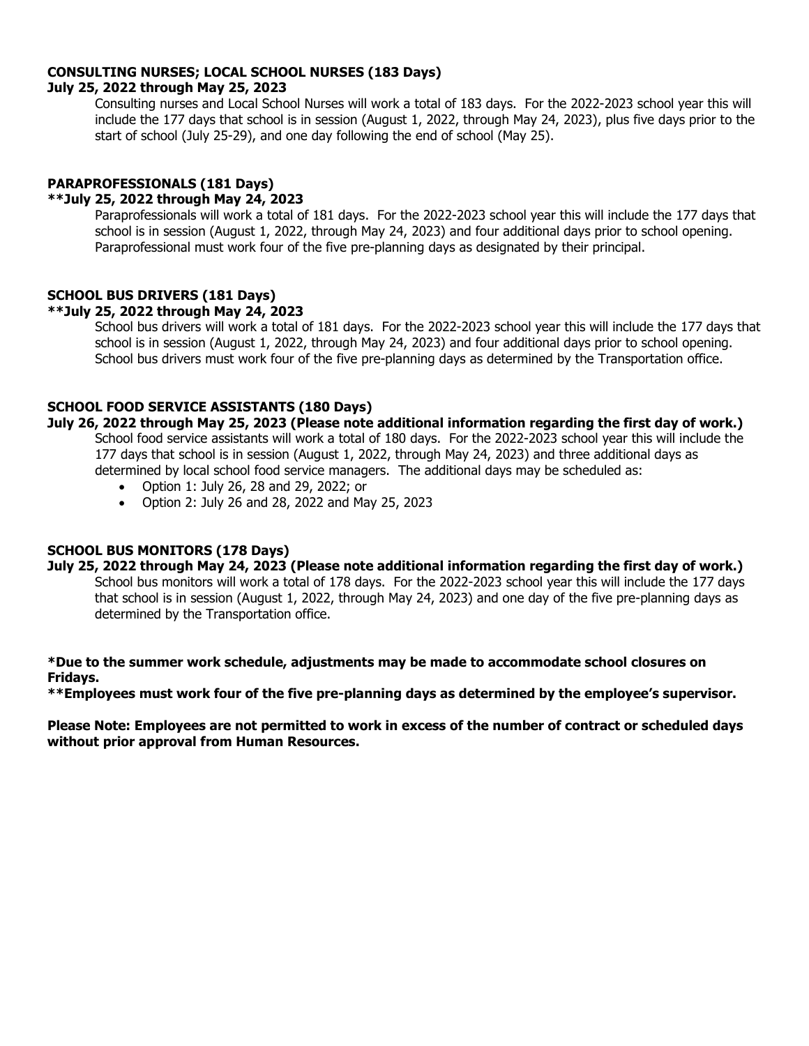**CONSULTING NURSES; LOCAL SCHOOL NURSES (183 Days)**
**July 25, 2022 through May 25, 2023**

Consulting nurses and Local School Nurses will work a total of 183 days. For the 2022-2023 school year this will include the 177 days that school is in session (August 1, 2022, through May 24, 2023), plus five days prior to the start of school (July 25-29), and one day following the end of school (May 25).

**PARAPROFESSIONALS (181 Days)**
**\*\*July 25, 2022 through May 24, 2023**

Paraprofessionals will work a total of 181 days. For the 2022-2023 school year this will include the 177 days that school is in session (August 1, 2022, through May 24, 2023) and four additional days prior to school opening. Paraprofessional must work four of the five pre-planning days as designated by their principal.

**SCHOOL BUS DRIVERS (181 Days)**
**\*\*July 25, 2022 through May 24, 2023**

School bus drivers will work a total of 181 days. For the 2022-2023 school year this will include the 177 days that school is in session (August 1, 2022, through May 24, 2023) and four additional days prior to school opening. School bus drivers must work four of the five pre-planning days as determined by the Transportation office.

**SCHOOL FOOD SERVICE ASSISTANTS (180 Days)**
**July 26, 2022 through May 25, 2023 (Please note additional information regarding the first day of work.)**

School food service assistants will work a total of 180 days. For the 2022-2023 school year this will include the 177 days that school is in session (August 1, 2022, through May 24, 2023) and three additional days as determined by local school food service managers. The additional days may be scheduled as:

- Option 1: July 26, 28 and 29, 2022; or
- Option 2: July 26 and 28, 2022 and May 25, 2023

**SCHOOL BUS MONITORS (178 Days)**
**July 25, 2022 through May 24, 2023 (Please note additional information regarding the first day of work.)**

School bus monitors will work a total of 178 days. For the 2022-2023 school year this will include the 177 days that school is in session (August 1, 2022, through May 24, 2023) and one day of the five pre-planning days as determined by the Transportation office.

**\*Due to the summer work schedule, adjustments may be made to accommodate school closures on Fridays.**

**\*\*Employees must work four of the five pre-planning days as determined by the employee's supervisor.**

**Please Note: Employees are not permitted to work in excess of the number of contract or scheduled days without prior approval from Human Resources.**